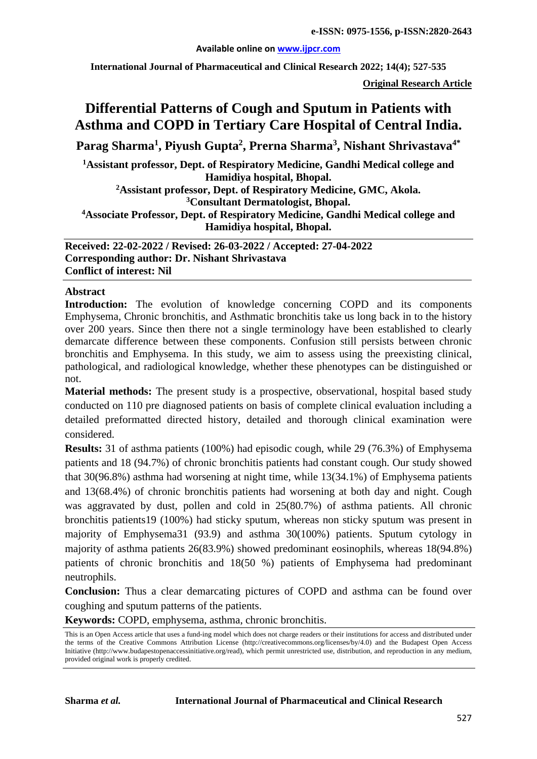**Original Research Article**

# Differential Patterns of Cough and Sputum in Patients with Asthma and COPD in Tertiary Care Hospital of Central India.

**Parag Sharma[1], Piyush Gupta[2], Prerna Sharma[3], Nishant Shrivastava[4*]**

[1]Assistant professor, Dept. of Respiratory Medicine, Gandhi Medical college and Hamidiya hospital, Bhopal.

[2]Assistant professor, Dept. of Respiratory Medicine, GMC, Akola.

[3]Consultant Dermatologist, Bhopal.

[4]Associate Professor, Dept. of Respiratory Medicine, Gandhi Medical college and Hamidiya hospital, Bhopal.

**Received: 22-02-2022 / Revised: 26-03-2022 / Accepted: 27-04-2022**
**Corresponding author: Dr. Nishant Shrivastava**
**Conflict of interest: Nil**

## Abstract

**Introduction:** The evolution of knowledge concerning COPD and its components Emphysema, Chronic bronchitis, and Asthmatic bronchitis take us long back in to the history over 200 years. Since then there not a single terminology have been established to clearly demarcate difference between these components. Confusion still persists between chronic bronchitis and Emphysema. In this study, we aim to assess using the preexisting clinical, pathological, and radiological knowledge, whether these phenotypes can be distinguished or not.

**Material methods:** The present study is a prospective, observational, hospital based study conducted on 110 pre diagnosed patients on basis of complete clinical evaluation including a detailed preformatted directed history, detailed and thorough clinical examination were considered.

**Results:** 31 of asthma patients (100%) had episodic cough, while 29 (76.3%) of Emphysema patients and 18 (94.7%) of chronic bronchitis patients had constant cough. Our study showed that 30(96.8%) asthma had worsening at night time, while 13(34.1%) of Emphysema patients and 13(68.4%) of chronic bronchitis patients had worsening at both day and night. Cough was aggravated by dust, pollen and cold in 25(80.7%) of asthma patients. All chronic bronchitis patients19 (100%) had sticky sputum, whereas non sticky sputum was present in majority of Emphysema31 (93.9) and asthma 30(100%) patients. Sputum cytology in majority of asthma patients 26(83.9%) showed predominant eosinophils, whereas 18(94.8%) patients of chronic bronchitis and 18(50 %) patients of Emphysema had predominant neutrophils.

**Conclusion:** Thus a clear demarcating pictures of COPD and asthma can be found over coughing and sputum patterns of the patients.

**Keywords:** COPD, emphysema, asthma, chronic bronchitis.

This is an Open Access article that uses a fund-ing model which does not charge readers or their institutions for access and distributed under the terms of the Creative Commons Attribution License (http://creativecommons.org/licenses/by/4.0) and the Budapest Open Access Initiative (http://www.budapestopenaccessinitiative.org/read), which permit unrestricted use, distribution, and reproduction in any medium, provided original work is properly credited.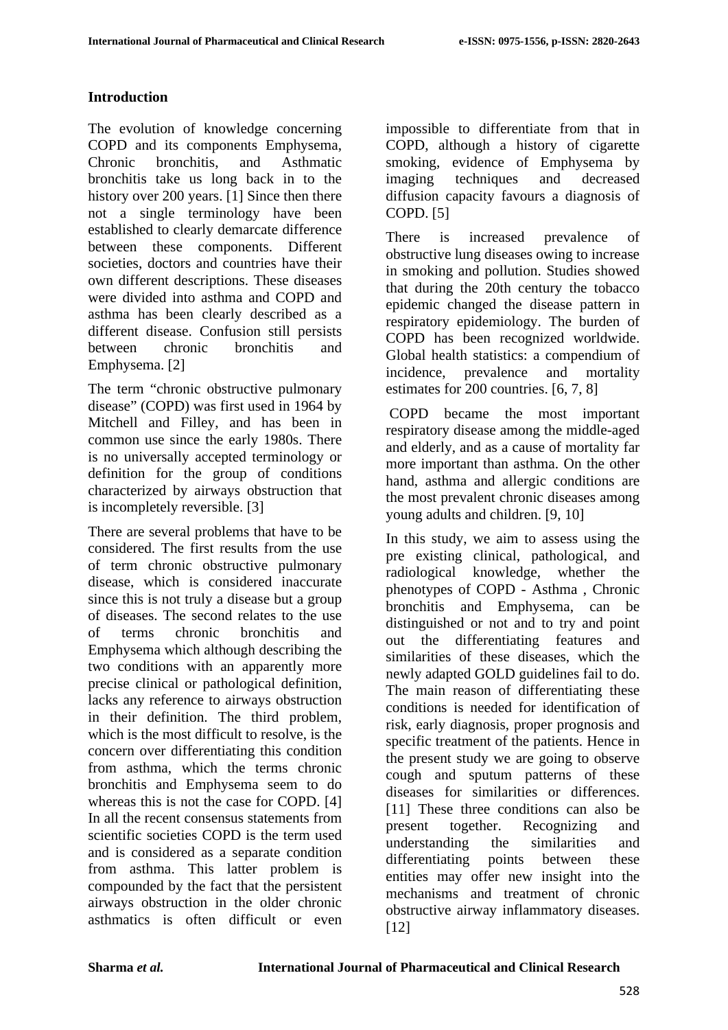## Introduction

The evolution of knowledge concerning COPD and its components Emphysema, Chronic bronchitis, and Asthmatic bronchitis take us long back in to the history over 200 years. [1] Since then there not a single terminology have been established to clearly demarcate difference between these components. Different societies, doctors and countries have their own different descriptions. These diseases were divided into asthma and COPD and asthma has been clearly described as a different disease. Confusion still persists between chronic bronchitis and Emphysema. [2]

The term "chronic obstructive pulmonary disease" (COPD) was first used in 1964 by Mitchell and Filley, and has been in common use since the early 1980s. There is no universally accepted terminology or definition for the group of conditions characterized by airways obstruction that is incompletely reversible. [3]

There are several problems that have to be considered. The first results from the use of term chronic obstructive pulmonary disease, which is considered inaccurate since this is not truly a disease but a group of diseases. The second relates to the use of terms chronic bronchitis and Emphysema which although describing the two conditions with an apparently more precise clinical or pathological definition, lacks any reference to airways obstruction in their definition. The third problem, which is the most difficult to resolve, is the concern over differentiating this condition from asthma, which the terms chronic bronchitis and Emphysema seem to do whereas this is not the case for COPD. [4] In all the recent consensus statements from scientific societies COPD is the term used and is considered as a separate condition from asthma. This latter problem is compounded by the fact that the persistent airways obstruction in the older chronic asthmatics is often difficult or even impossible to differentiate from that in COPD, although a history of cigarette smoking, evidence of Emphysema by imaging techniques and decreased diffusion capacity favours a diagnosis of COPD. [5]

There is increased prevalence of obstructive lung diseases owing to increase in smoking and pollution. Studies showed that during the 20th century the tobacco epidemic changed the disease pattern in respiratory epidemiology. The burden of COPD has been recognized worldwide. Global health statistics: a compendium of incidence, prevalence and mortality estimates for 200 countries. [6, 7, 8]

COPD became the most important respiratory disease among the middle-aged and elderly, and as a cause of mortality far more important than asthma. On the other hand, asthma and allergic conditions are the most prevalent chronic diseases among young adults and children. [9, 10]

In this study, we aim to assess using the pre existing clinical, pathological, and radiological knowledge, whether the phenotypes of COPD - Asthma , Chronic bronchitis and Emphysema, can be distinguished or not and to try and point out the differentiating features and similarities of these diseases, which the newly adapted GOLD guidelines fail to do. The main reason of differentiating these conditions is needed for identification of risk, early diagnosis, proper prognosis and specific treatment of the patients. Hence in the present study we are going to observe cough and sputum patterns of these diseases for similarities or differences. [11] These three conditions can also be present together. Recognizing and understanding the similarities and differentiating points between these entities may offer new insight into the mechanisms and treatment of chronic obstructive airway inflammatory diseases. [12]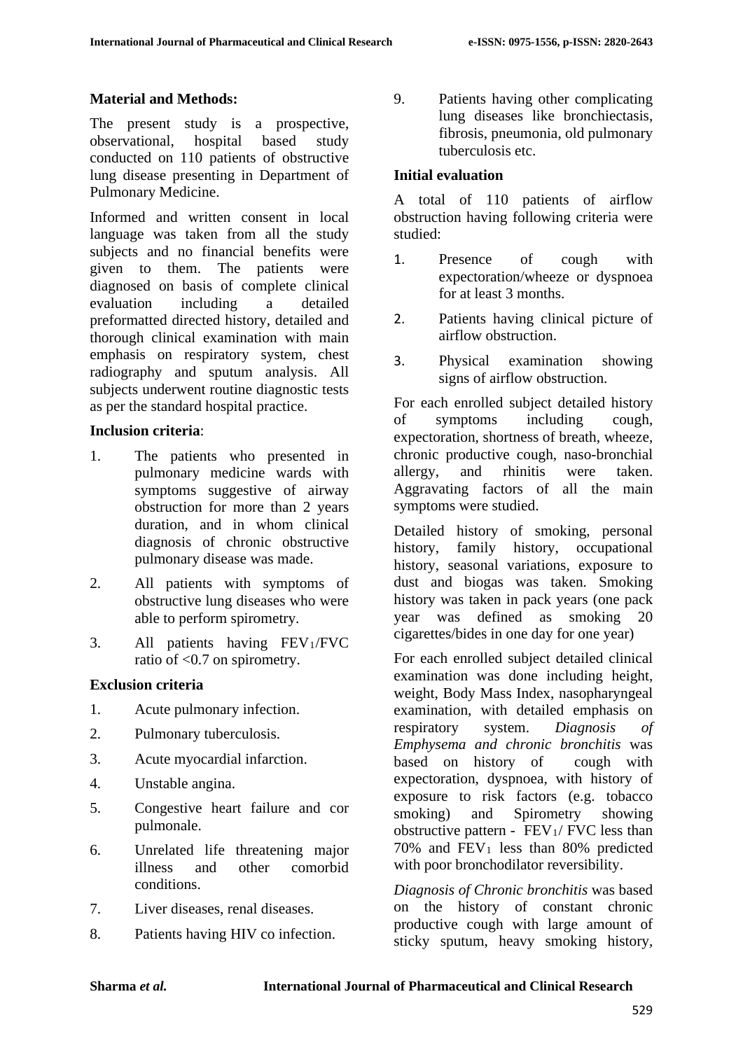**Material and Methods:**

The present study is a prospective, observational, hospital based study conducted on 110 patients of obstructive lung disease presenting in Department of Pulmonary Medicine.

Informed and written consent in local language was taken from all the study subjects and no financial benefits were given to them. The patients were diagnosed on basis of complete clinical evaluation including a detailed preformatted directed history, detailed and thorough clinical examination with main emphasis on respiratory system, chest radiography and sputum analysis. All subjects underwent routine diagnostic tests as per the standard hospital practice.

**Inclusion criteria**:

1. The patients who presented in pulmonary medicine wards with symptoms suggestive of airway obstruction for more than 2 years duration, and in whom clinical diagnosis of chronic obstructive pulmonary disease was made.
2. All patients with symptoms of obstructive lung diseases who were able to perform spirometry.
3. All patients having $FEV_1$/FVC ratio of <0.7 on spirometry.

**Exclusion criteria**

1. Acute pulmonary infection.
2. Pulmonary tuberculosis.
3. Acute myocardial infarction.
4. Unstable angina.
5. Congestive heart failure and cor pulmonale.
6. Unrelated life threatening major illness and other comorbid conditions.
7. Liver diseases, renal diseases.
8. Patients having HIV co infection.
9. Patients having other complicating lung diseases like bronchiectasis, fibrosis, pneumonia, old pulmonary tuberculosis etc.

**Initial evaluation**

A total of 110 patients of airflow obstruction having following criteria were studied:

1. Presence of cough with expectoration/wheeze or dyspnoea for at least 3 months.
2. Patients having clinical picture of airflow obstruction.
3. Physical examination showing signs of airflow obstruction.

For each enrolled subject detailed history of symptoms including cough, expectoration, shortness of breath, wheeze, chronic productive cough, naso-bronchial allergy, and rhinitis were taken. Aggravating factors of all the main symptoms were studied.

Detailed history of smoking, personal history, family history, occupational history, seasonal variations, exposure to dust and biogas was taken. Smoking history was taken in pack years (one pack year was defined as smoking 20 cigarettes/bides in one day for one year)

For each enrolled subject detailed clinical examination was done including height, weight, Body Mass Index, nasopharyngeal examination, with detailed emphasis on respiratory system. *Diagnosis of Emphysema and chronic bronchitis* was based on history of cough with expectoration, dyspnoea, with history of exposure to risk factors (e.g. tobacco smoking) and Spirometry showing obstructive pattern - $FEV_1$/ FVC less than 70% and $FEV_1$ less than 80% predicted with poor bronchodilator reversibility.

*Diagnosis of Chronic bronchitis* was based on the history of constant chronic productive cough with large amount of sticky sputum, heavy smoking history,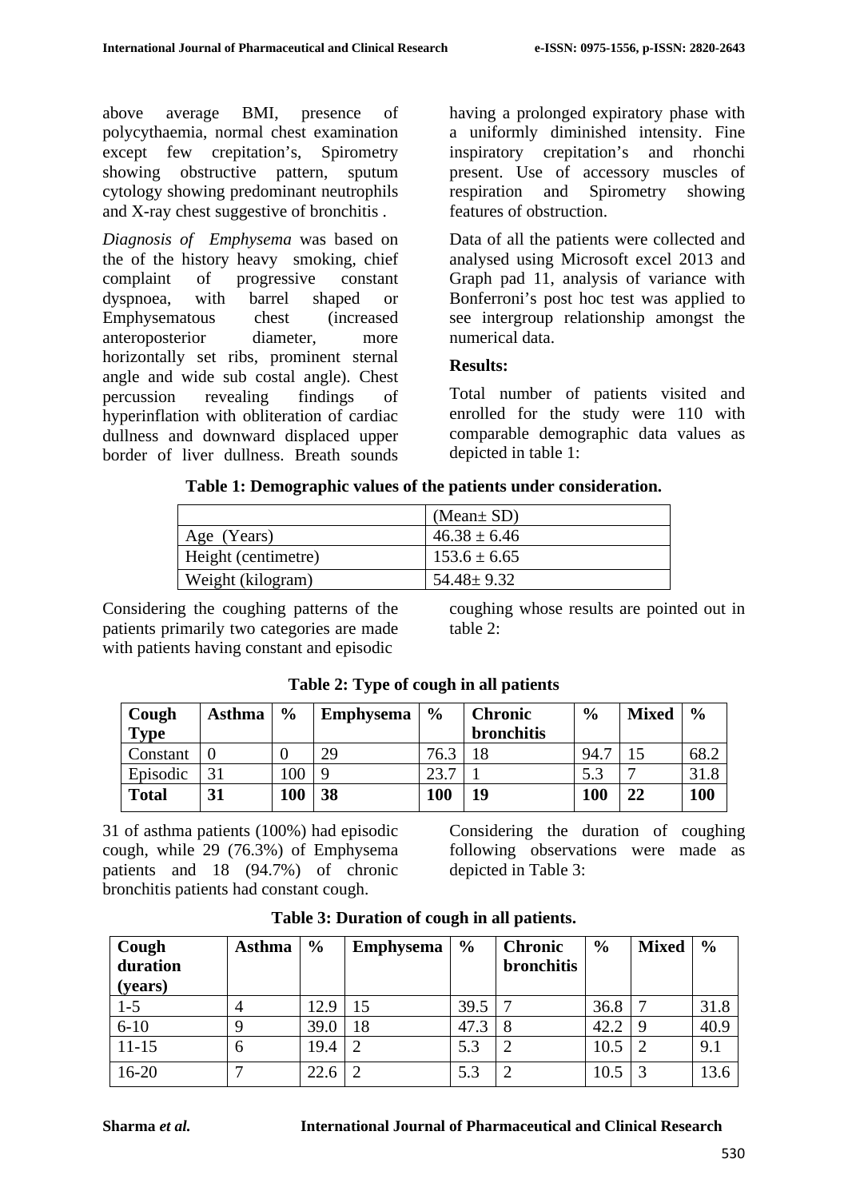above average BMI, presence of polycythaemia, normal chest examination except few crepitation's, Spirometry showing obstructive pattern, sputum cytology showing predominant neutrophils and X-ray chest suggestive of bronchitis .

*Diagnosis of Emphysema* was based on the of the history heavy smoking, chief complaint of progressive constant dyspnoea, with barrel shaped or Emphysematous chest (increased anteroposterior diameter, more horizontally set ribs, prominent sternal angle and wide sub costal angle). Chest percussion revealing findings of hyperinflation with obliteration of cardiac dullness and downward displaced upper border of liver dullness. Breath sounds having a prolonged expiratory phase with a uniformly diminished intensity. Fine inspiratory crepitation's and rhonchi present. Use of accessory muscles of respiration and Spirometry showing features of obstruction.

Data of all the patients were collected and analysed using Microsoft excel 2013 and Graph pad 11, analysis of variance with Bonferroni's post hoc test was applied to see intergroup relationship amongst the numerical data.

**Results:**

Total number of patients visited and enrolled for the study were 110 with comparable demographic data values as depicted in table 1:

**Table 1: Demographic values of the patients under consideration.**

| | (Mean± SD) |
|---|---|
| Age (Years) | 46.38 ± 6.46 |
| Height (centimetre) | 153.6 ± 6.65 |
| Weight (kilogram) | 54.48± 9.32 |

Considering the coughing patterns of the patients primarily two categories are made with patients having constant and episodic coughing whose results are pointed out in table 2:

**Table 2: Type of cough in all patients**

| **Cough Type** | **Asthma** | **%** | **Emphysema** | **%** | **Chronic bronchitis** | **%** | **Mixed** | **%** |
|---|---|---|---|---|---|---|---|---|
| Constant | 0 | 0 | 29 | 76.3 | 18 | 94.7 | 15 | 68.2 |
| Episodic | 31 | 100 | 9 | 23.7 | 1 | 5.3 | 7 | 31.8 |
| **Total** | **31** | **100** | **38** | **100** | **19** | **100** | **22** | **100** |

31 of asthma patients (100%) had episodic cough, while 29 (76.3%) of Emphysema patients and 18 (94.7%) of chronic bronchitis patients had constant cough.

Considering the duration of coughing following observations were made as depicted in Table 3:

**Table 3: Duration of cough in all patients.**

| **Cough duration (years)** | **Asthma** | **%** | **Emphysema** | **%** | **Chronic bronchitis** | **%** | **Mixed** | **%** |
|---|---|---|---|---|---|---|---|---|
| 1-5 | 4 | 12.9 | 15 | 39.5 | 7 | 36.8 | 7 | 31.8 |
| 6-10 | 9 | 39.0 | 18 | 47.3 | 8 | 42.2 | 9 | 40.9 |
| 11-15 | 6 | 19.4 | 2 | 5.3 | 2 | 10.5 | 2 | 9.1 |
| 16-20 | 7 | 22.6 | 2 | 5.3 | 2 | 10.5 | 3 | 13.6 |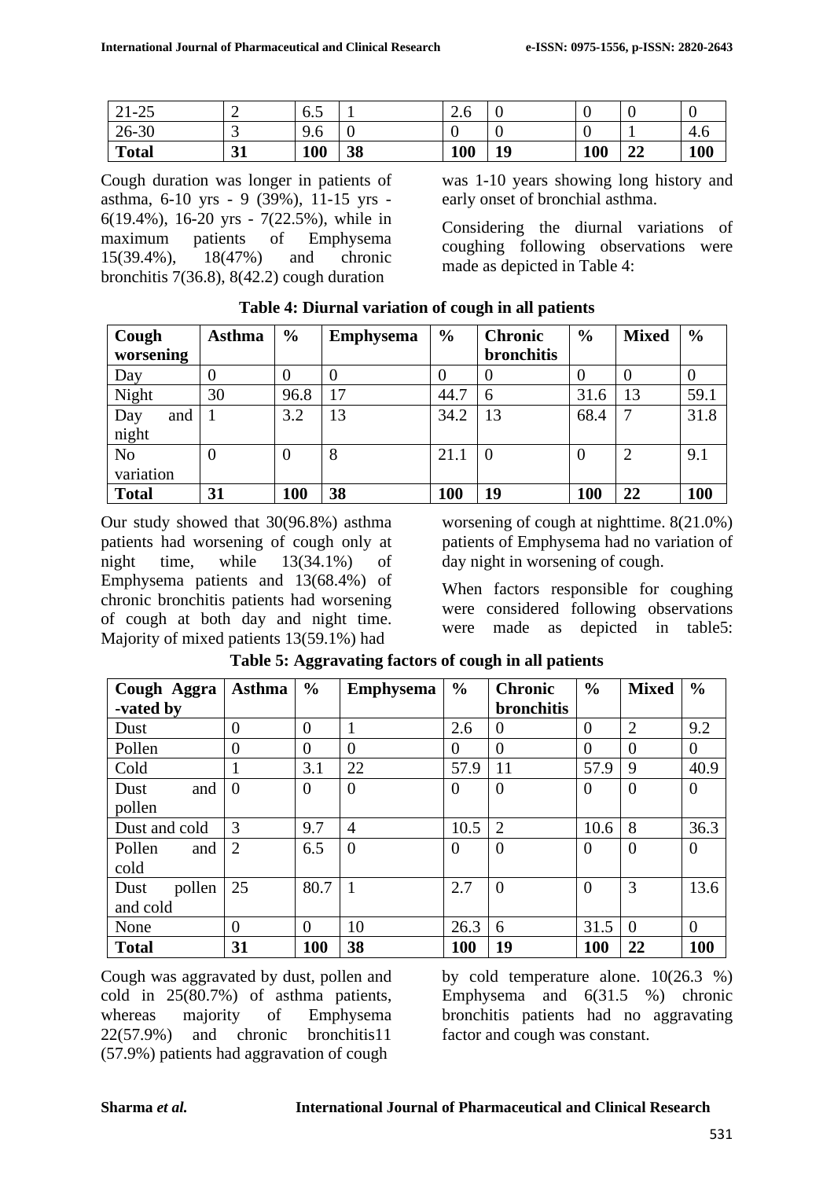| 21-25 | 2 | 6.5 | 1 | 2.6 | 0 | 0 | 0 | 0 |
|---|---|---|---|---|---|---|---|---|
| 26-30 | 3 | 9.6 | 0 | 0 | 0 | 0 | 1 | 4.6 |
| **Total** | **31** | **100** | **38** | **100** | **19** | **100** | **22** | **100** |

Cough duration was longer in patients of asthma, 6-10 yrs - 9 (39%), 11-15 yrs - 6(19.4%), 16-20 yrs - 7(22.5%), while in maximum patients of Emphysema 15(39.4%), 18(47%) and chronic bronchitis 7(36.8), 8(42.2) cough duration was 1-10 years showing long history and early onset of bronchial asthma.

Considering the diurnal variations of coughing following observations were made as depicted in Table 4:

**Table 4: Diurnal variation of cough in all patients**

| Cough worsening | Asthma | % | Emphysema | % | Chronic bronchitis | % | Mixed | % |
|---|---|---|---|---|---|---|---|---|
| Day | 0 | 0 | 0 | 0 | 0 | 0 | 0 | 0 |
| Night | 30 | 96.8 | 17 | 44.7 | 6 | 31.6 | 13 | 59.1 |
| Day and night | 1 | 3.2 | 13 | 34.2 | 13 | 68.4 | 7 | 31.8 |
| No variation | 0 | 0 | 8 | 21.1 | 0 | 0 | 2 | 9.1 |
| **Total** | **31** | **100** | **38** | **100** | **19** | **100** | **22** | **100** |

Our study showed that 30(96.8%) asthma patients had worsening of cough only at night time, while 13(34.1%) of Emphysema patients and 13(68.4%) of chronic bronchitis patients had worsening of cough at both day and night time. Majority of mixed patients 13(59.1%) had worsening of cough at nighttime. 8(21.0%) patients of Emphysema had no variation of day night in worsening of cough.

When factors responsible for coughing were considered following observations were made as depicted in table5:

**Table 5: Aggravating factors of cough in all patients**

| Cough Aggra -vated by | Asthma | % | Emphysema | % | Chronic bronchitis | % | Mixed | % |
|---|---|---|---|---|---|---|---|---|
| Dust | 0 | 0 | 1 | 2.6 | 0 | 0 | 2 | 9.2 |
| Pollen | 0 | 0 | 0 | 0 | 0 | 0 | 0 | 0 |
| Cold | 1 | 3.1 | 22 | 57.9 | 11 | 57.9 | 9 | 40.9 |
| Dust and pollen | 0 | 0 | 0 | 0 | 0 | 0 | 0 | 0 |
| Dust and cold | 3 | 9.7 | 4 | 10.5 | 2 | 10.6 | 8 | 36.3 |
| Pollen and cold | 2 | 6.5 | 0 | 0 | 0 | 0 | 0 | 0 |
| Dust pollen and cold | 25 | 80.7 | 1 | 2.7 | 0 | 0 | 3 | 13.6 |
| None | 0 | 0 | 10 | 26.3 | 6 | 31.5 | 0 | 0 |
| **Total** | **31** | **100** | **38** | **100** | **19** | **100** | **22** | **100** |

Cough was aggravated by dust, pollen and cold in 25(80.7%) of asthma patients, whereas majority of Emphysema 22(57.9%) and chronic bronchitis11 (57.9%) patients had aggravation of cough by cold temperature alone. 10(26.3 %) Emphysema and 6(31.5 %) chronic bronchitis patients had no aggravating factor and cough was constant.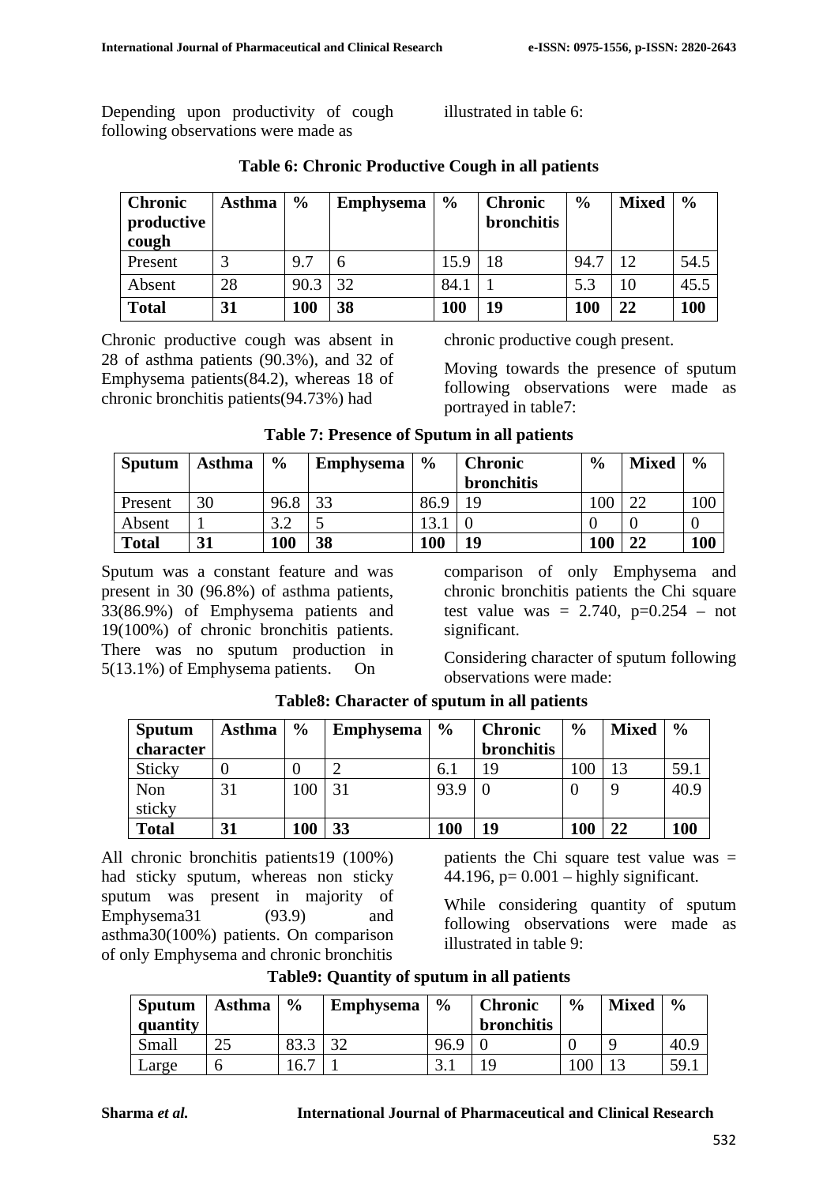Depending upon productivity of cough following observations were made as illustrated in table 6:

**Table 6: Chronic Productive Cough in all patients**

| Chronic productive cough | Asthma | % | Emphysema | % | Chronic bronchitis | % | Mixed | % |
|---|---|---|---|---|---|---|---|---|
| Present | 3 | 9.7 | 6 | 15.9 | 18 | 94.7 | 12 | 54.5 |
| Absent | 28 | 90.3 | 32 | 84.1 | 1 | 5.3 | 10 | 45.5 |
| **Total** | **31** | **100** | **38** | **100** | **19** | **100** | **22** | **100** |

Chronic productive cough was absent in 28 of asthma patients (90.3%), and 32 of Emphysema patients(84.2), whereas 18 of chronic bronchitis patients(94.73%) had chronic productive cough present.

Moving towards the presence of sputum following observations were made as portrayed in table7:

**Table 7: Presence of Sputum in all patients**

| Sputum | Asthma | % | Emphysema | % | Chronic bronchitis | % | Mixed | % |
|---|---|---|---|---|---|---|---|---|
| Present | 30 | 96.8 | 33 | 86.9 | 19 | 100 | 22 | 100 |
| Absent | 1 | 3.2 | 5 | 13.1 | 0 | 0 | 0 | 0 |
| **Total** | **31** | **100** | **38** | **100** | **19** | **100** | **22** | **100** |

Sputum was a constant feature and was present in 30 (96.8%) of asthma patients, 33(86.9%) of Emphysema patients and 19(100%) of chronic bronchitis patients. There was no sputum production in 5(13.1%) of Emphysema patients. On comparison of only Emphysema and chronic bronchitis patients the Chi square test value was = 2.740, p=0.254 – not significant.

Considering character of sputum following observations were made:

**Table8: Character of sputum in all patients**

| Sputum character | Asthma | % | Emphysema | % | Chronic bronchitis | % | Mixed | % |
|---|---|---|---|---|---|---|---|---|
| Sticky | 0 | 0 | 2 | 6.1 | 19 | 100 | 13 | 59.1 |
| Non sticky | 31 | 100 | 31 | 93.9 | 0 | 0 | 9 | 40.9 |
| **Total** | **31** | **100** | **33** | **100** | **19** | **100** | **22** | **100** |

All chronic bronchitis patients19 (100%) had sticky sputum, whereas non sticky sputum was present in majority of Emphysema31 (93.9) and asthma30(100%) patients. On comparison of only Emphysema and chronic bronchitis patients the Chi square test value was = 44.196, p= 0.001 – highly significant.

While considering quantity of sputum following observations were made as illustrated in table 9:

**Table9: Quantity of sputum in all patients**

| Sputum quantity | Asthma | % | Emphysema | % | Chronic bronchitis | % | Mixed | % |
|---|---|---|---|---|---|---|---|---|
| Small | 25 | 83.3 | 32 | 96.9 | 0 | 0 | 9 | 40.9 |
| Large | 6 | 16.7 | 1 | 3.1 | 19 | 100 | 13 | 59.1 |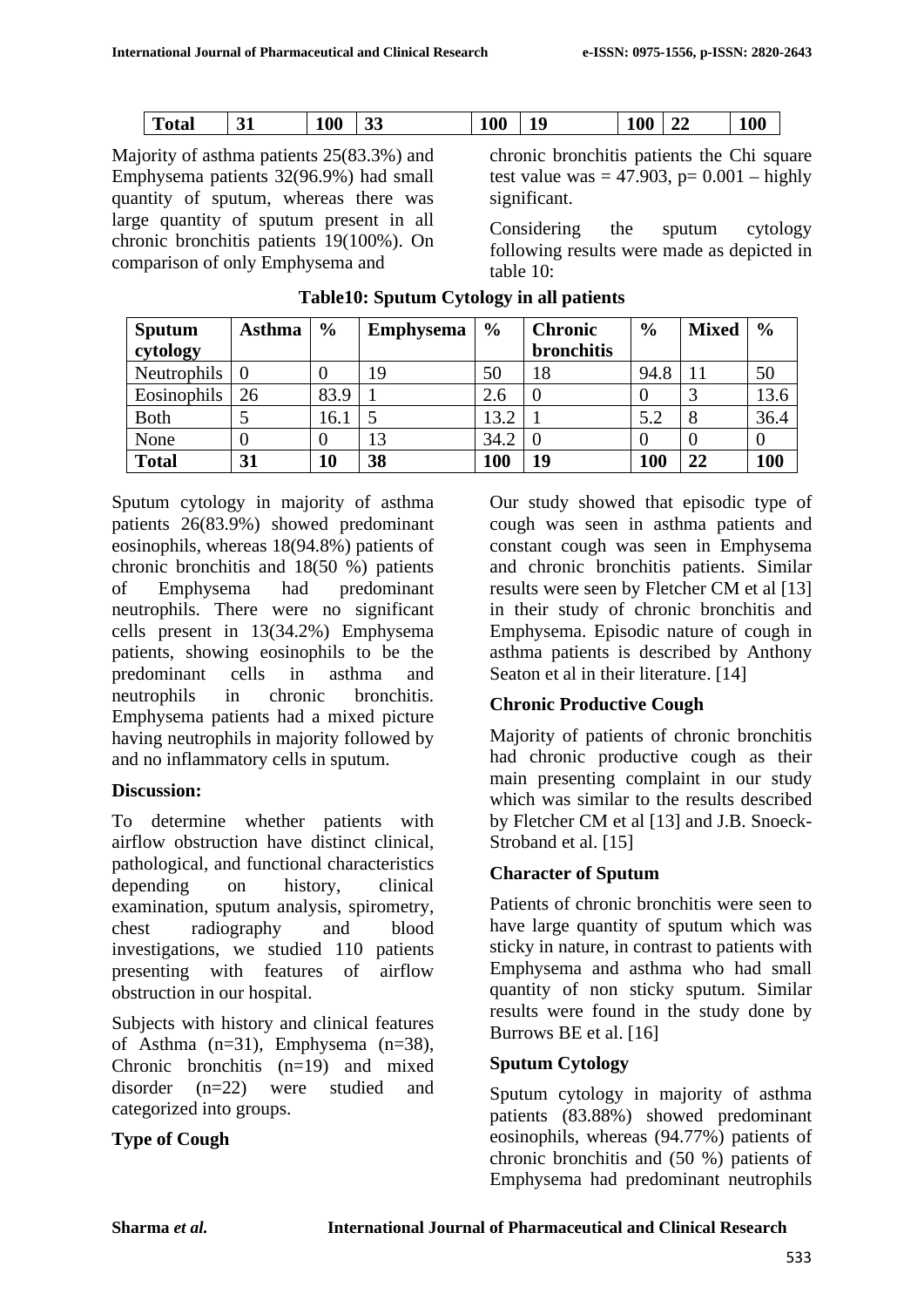| Total | 31 | 100 | 33 | 100 | 19 | 100 | 22 | 100 |
|---|---|---|---|---|---|---|---|---|

Majority of asthma patients 25(83.3%) and Emphysema patients 32(96.9%) had small quantity of sputum, whereas there was large quantity of sputum present in all chronic bronchitis patients 19(100%). On comparison of only Emphysema and chronic bronchitis patients the Chi square test value was = 47.903, p= 0.001 – highly significant.

Considering the sputum cytology following results were made as depicted in table 10:

**Table10: Sputum Cytology in all patients**

| Sputum cytology | Asthma | % | Emphysema | % | Chronic bronchitis | % | Mixed | % |
|---|---|---|---|---|---|---|---|---|
| Neutrophils | 0 | 0 | 19 | 50 | 18 | 94.8 | 11 | 50 |
| Eosinophils | 26 | 83.9 | 1 | 2.6 | 0 | 0 | 3 | 13.6 |
| Both | 5 | 16.1 | 5 | 13.2 | 1 | 5.2 | 8 | 36.4 |
| None | 0 | 0 | 13 | 34.2 | 0 | 0 | 0 | 0 |
| **Total** | **31** | **10** | **38** | **100** | **19** | **100** | **22** | **100** |

Sputum cytology in majority of asthma patients 26(83.9%) showed predominant eosinophils, whereas 18(94.8%) patients of chronic bronchitis and 18(50 %) patients of Emphysema had predominant neutrophils. There were no significant cells present in 13(34.2%) Emphysema patients, showing eosinophils to be the predominant cells in asthma and neutrophils in chronic bronchitis. Emphysema patients had a mixed picture having neutrophils in majority followed by and no inflammatory cells in sputum.

**Discussion:**

To determine whether patients with airflow obstruction have distinct clinical, pathological, and functional characteristics depending on history, clinical examination, sputum analysis, spirometry, chest radiography and blood investigations, we studied 110 patients presenting with features of airflow obstruction in our hospital.

Subjects with history and clinical features of Asthma (n=31), Emphysema (n=38), Chronic bronchitis (n=19) and mixed disorder (n=22) were studied and categorized into groups.

**Type of Cough**

Our study showed that episodic type of cough was seen in asthma patients and constant cough was seen in Emphysema and chronic bronchitis patients. Similar results were seen by Fletcher CM et al [13] in their study of chronic bronchitis and Emphysema. Episodic nature of cough in asthma patients is described by Anthony Seaton et al in their literature. [14]

**Chronic Productive Cough**

Majority of patients of chronic bronchitis had chronic productive cough as their main presenting complaint in our study which was similar to the results described by Fletcher CM et al [13] and J.B. Snoeck-Stroband et al. [15]

**Character of Sputum**

Patients of chronic bronchitis were seen to have large quantity of sputum which was sticky in nature, in contrast to patients with Emphysema and asthma who had small quantity of non sticky sputum. Similar results were found in the study done by Burrows BE et al. [16]

**Sputum Cytology**

Sputum cytology in majority of asthma patients (83.88%) showed predominant eosinophils, whereas (94.77%) patients of chronic bronchitis and (50 %) patients of Emphysema had predominant neutrophils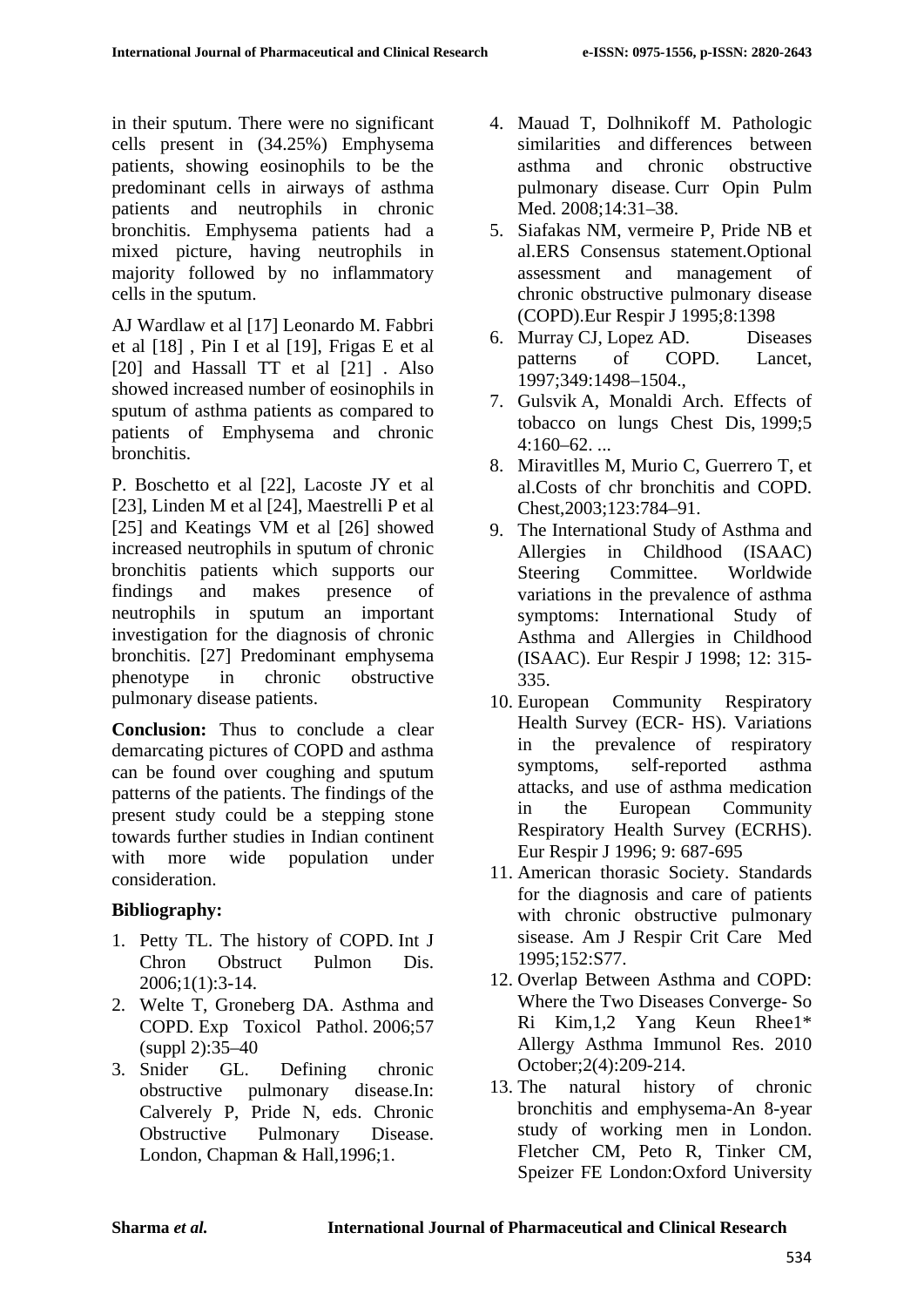in their sputum. There were no significant cells present in (34.25%) Emphysema patients, showing eosinophils to be the predominant cells in airways of asthma patients and neutrophils in chronic bronchitis. Emphysema patients had a mixed picture, having neutrophils in majority followed by no inflammatory cells in the sputum.

AJ Wardlaw et al [17] Leonardo M. Fabbri et al [18] , Pin I et al [19], Frigas E et al [20] and Hassall TT et al [21] . Also showed increased number of eosinophils in sputum of asthma patients as compared to patients of Emphysema and chronic bronchitis.

P. Boschetto et al [22], Lacoste JY et al [23], Linden M et al [24], Maestrelli P et al [25] and Keatings VM et al [26] showed increased neutrophils in sputum of chronic bronchitis patients which supports our findings and makes presence of neutrophils in sputum an important investigation for the diagnosis of chronic bronchitis. [27] Predominant emphysema phenotype in chronic obstructive pulmonary disease patients.

**Conclusion:** Thus to conclude a clear demarcating pictures of COPD and asthma can be found over coughing and sputum patterns of the patients. The findings of the present study could be a stepping stone towards further studies in Indian continent with more wide population under consideration.

## Bibliography:

1. Petty TL. The history of COPD. Int J Chron Obstruct Pulmon Dis. 2006;1(1):3-14.
2. Welte T, Groneberg DA. Asthma and COPD. Exp Toxicol Pathol. 2006;57 (suppl 2):35–40
3. Snider GL. Defining chronic obstructive pulmonary disease.In: Calverely P, Pride N, eds. Chronic Obstructive Pulmonary Disease. London, Chapman & Hall,1996;1.
4. Mauad T, Dolhnikoff M. Pathologic similarities and differences between asthma and chronic obstructive pulmonary disease. Curr Opin Pulm Med. 2008;14:31–38.
5. Siafakas NM, vermeire P, Pride NB et al.ERS Consensus statement.Optional assessment and management of chronic obstructive pulmonary disease (COPD).Eur Respir J 1995;8:1398
6. Murray CJ, Lopez AD. Diseases patterns of COPD. Lancet, 1997;349:1498–1504.,
7. Gulsvik A, Monaldi Arch. Effects of tobacco on lungs Chest Dis, 1999;5 4:160–62. ...
8. Miravitlles M, Murio C, Guerrero T, et al.Costs of chr bronchitis and COPD. Chest,2003;123:784–91.
9. The International Study of Asthma and Allergies in Childhood (ISAAC) Steering Committee. Worldwide variations in the prevalence of asthma symptoms: International Study of Asthma and Allergies in Childhood (ISAAC). Eur Respir J 1998; 12: 315-335.
10. European Community Respiratory Health Survey (ECR- HS). Variations in the prevalence of respiratory symptoms, self-reported asthma attacks, and use of asthma medication in the European Community Respiratory Health Survey (ECRHS). Eur Respir J 1996; 9: 687-695
11. American thorasic Society. Standards for the diagnosis and care of patients with chronic obstructive pulmonary sisease. Am J Respir Crit Care Med 1995;152:S77.
12. Overlap Between Asthma and COPD: Where the Two Diseases Converge- So Ri Kim,1,2 Yang Keun Rhee1* Allergy Asthma Immunol Res. 2010 October;2(4):209-214.
13. The natural history of chronic bronchitis and emphysema-An 8-year study of working men in London. Fletcher CM, Peto R, Tinker CM, Speizer FE London:Oxford University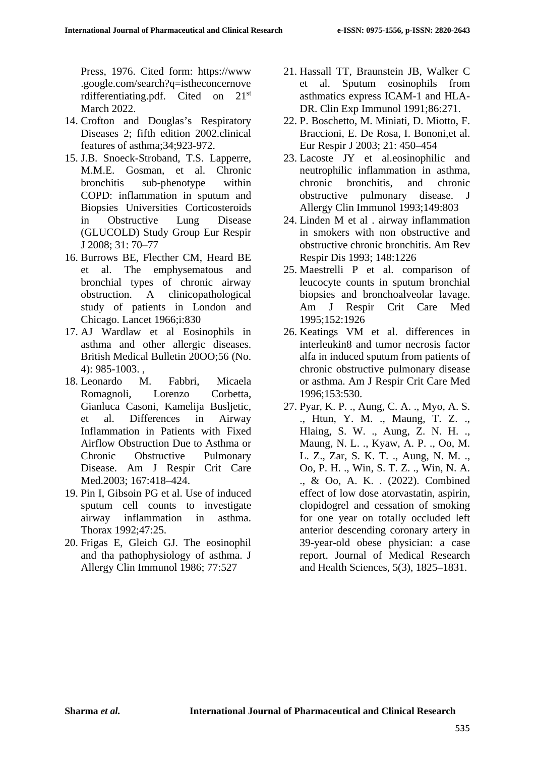Press, 1976. Cited form: https://www.google.com/search?q=istheconcernoverdifferentiating.pdf. Cited on 21st March 2022.

14. Crofton and Douglas's Respiratory Diseases 2; fifth edition 2002.clinical features of asthma;34;923-972.
15. J.B. Snoeck-Stroband, T.S. Lapperre, M.M.E. Gosman, et al. Chronic bronchitis sub-phenotype within COPD: inflammation in sputum and Biopsies Universities Corticosteroids in Obstructive Lung Disease (GLUCOLD) Study Group Eur Respir J 2008; 31: 70–77
16. Burrows BE, Flecther CM, Heard BE et al. The emphysematous and bronchial types of chronic airway obstruction. A clinicopathological study of patients in London and Chicago. Lancet 1966;i:830
17. AJ Wardlaw et al Eosinophils in asthma and other allergic diseases. British Medical Bulletin 20OO;56 (No. 4): 985-1003. ,
18. Leonardo M. Fabbri, Micaela Romagnoli, Lorenzo Corbetta, Gianluca Casoni, Kamelija Busljetic, et al. Differences in Airway Inflammation in Patients with Fixed Airflow Obstruction Due to Asthma or Chronic Obstructive Pulmonary Disease. Am J Respir Crit Care Med.2003; 167:418–424.
19. Pin I, Gibsoin PG et al. Use of induced sputum cell counts to investigate airway inflammation in asthma. Thorax 1992;47:25.
20. Frigas E, Gleich GJ. The eosinophil and tha pathophysiology of asthma. J Allergy Clin Immunol 1986; 77:527
21. Hassall TT, Braunstein JB, Walker C et al. Sputum eosinophils from asthmatics express ICAM-1 and HLA-DR. Clin Exp Immunol 1991;86:271.
22. P. Boschetto, M. Miniati, D. Miotto, F. Braccioni, E. De Rosa, I. Bononi,et al. Eur Respir J 2003; 21: 450–454
23. Lacoste JY et al.eosinophilic and neutrophilic inflammation in asthma, chronic bronchitis, and chronic obstructive pulmonary disease. J Allergy Clin Immunol 1993;149:803
24. Linden M et al . airway inflammation in smokers with non obstructive and obstructive chronic bronchitis. Am Rev Respir Dis 1993; 148:1226
25. Maestrelli P et al. comparison of leucocyte counts in sputum bronchial biopsies and bronchoalveolar lavage. Am J Respir Crit Care Med 1995;152:1926
26. Keatings VM et al. differences in interleukin8 and tumor necrosis factor alfa in induced sputum from patients of chronic obstructive pulmonary disease or asthma. Am J Respir Crit Care Med 1996;153:530.
27. Pyar, K. P. ., Aung, C. A. ., Myo, A. S. ., Htun, Y. M. ., Maung, T. Z. ., Hlaing, S. W. ., Aung, Z. N. H. ., Maung, N. L. ., Kyaw, A. P. ., Oo, M. L. Z., Zar, S. K. T. ., Aung, N. M. ., Oo, P. H. ., Win, S. T. Z. ., Win, N. A. ., & Oo, A. K. . (2022). Combined effect of low dose atorvastatin, aspirin, clopidogrel and cessation of smoking for one year on totally occluded left anterior descending coronary artery in 39-year-old obese physician: a case report. Journal of Medical Research and Health Sciences, 5(3), 1825–1831.